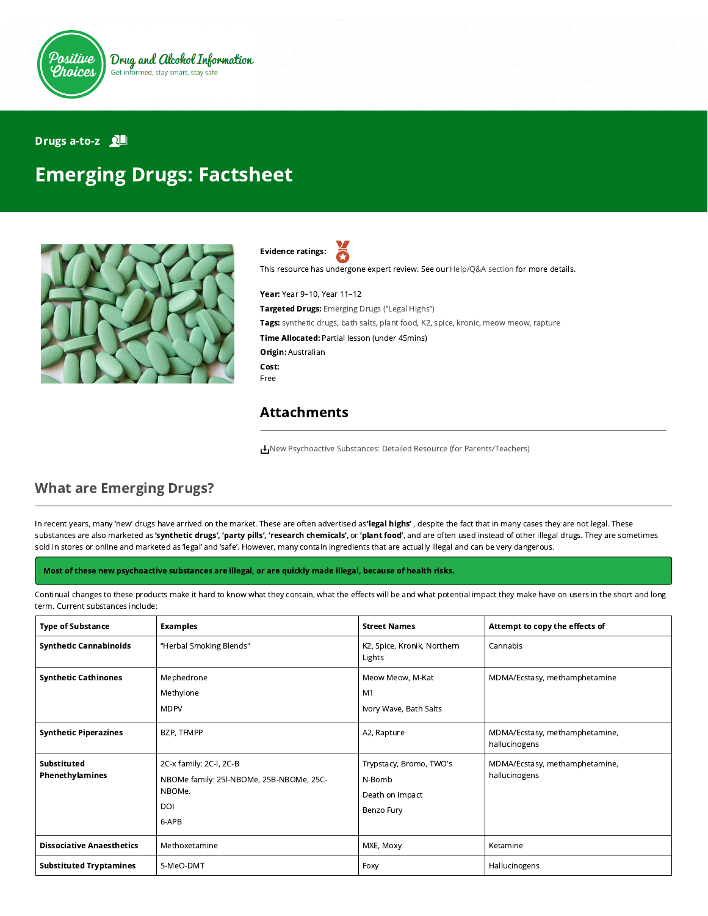Positive Choices

Drug and Alcohol Information

Get informed, stay smart, stay safe

Drugs a-to-z

# Emerging Drugs: Factsheet

**Evidence ratings:**

This resource has undergone expert review. See our Help/Q&A section for more details.

**Year:** Year 9–10, Year 11–12

**Targeted Drugs:** Emerging Drugs ("Legal Highs")

**Tags:** synthetic drugs, bath salts, plant food, K2, spice, kronic, meow meow, rapture

**Time Allocated:** Partial lesson (under 45mins)

**Origin:** Australian

**Cost:**
Free

## Attachments

New Psychoactive Substances: Detailed Resource (for Parents/Teachers)

## What are Emerging Drugs?

In recent years, many 'new' drugs have arrived on the market. These are often advertised as **'legal highs'** , despite the fact that in many cases they are not legal. These substances are also marketed as **'synthetic drugs', 'party pills', 'research chemicals',** or **'plant food'**, and are often used instead of other illegal drugs. They are sometimes sold in stores or online and marketed as 'legal' and 'safe'. However, many contain ingredients that are actually illegal and can be very dangerous.

**Most of these new psychoactive substances are illegal, or are quickly made illegal, because of health risks.**

Continual changes to these products make it hard to know what they contain, what the effects will be and what potential impact they make have on users in the short and long term. Current substances include:

| Type of Substance | Examples | Street Names | Attempt to copy the effects of |
|---|---|---|---|
| **Synthetic Cannabinoids** | "Herbal Smoking Blends" | K2, Spice, Kronik, Northern Lights | Cannabis |
| **Synthetic Cathinones** | Mephedrone<br>Methylone<br>MDPV | Meow Meow, M-Kat<br>M1<br>Ivory Wave, Bath Salts | MDMA/Ecstasy, methamphetamine |
| **Synthetic Piperazines** | BZP, TFMPP | A2, Rapture | MDMA/Ecstasy, methamphetamine, hallucinogens |
| **Substituted Phenethylamines** | 2C-x family: 2C-I, 2C-B<br>NBOMe family: 25I-NBOMe, 25B-NBOMe, 25C-NBOMe.<br>DOI<br>6-APB | Trypstacy, Bromo, TWO's<br>N-Bomb<br>Death on Impact<br>Benzo Fury | MDMA/Ecstasy, methamphetamine, hallucinogens |
| **Dissociative Anaesthetics** | Methoxetamine | MXE, Moxy | Ketamine |
| **Substituted Tryptamines** | 5-MeO-DMT | Foxy | Hallucinogens |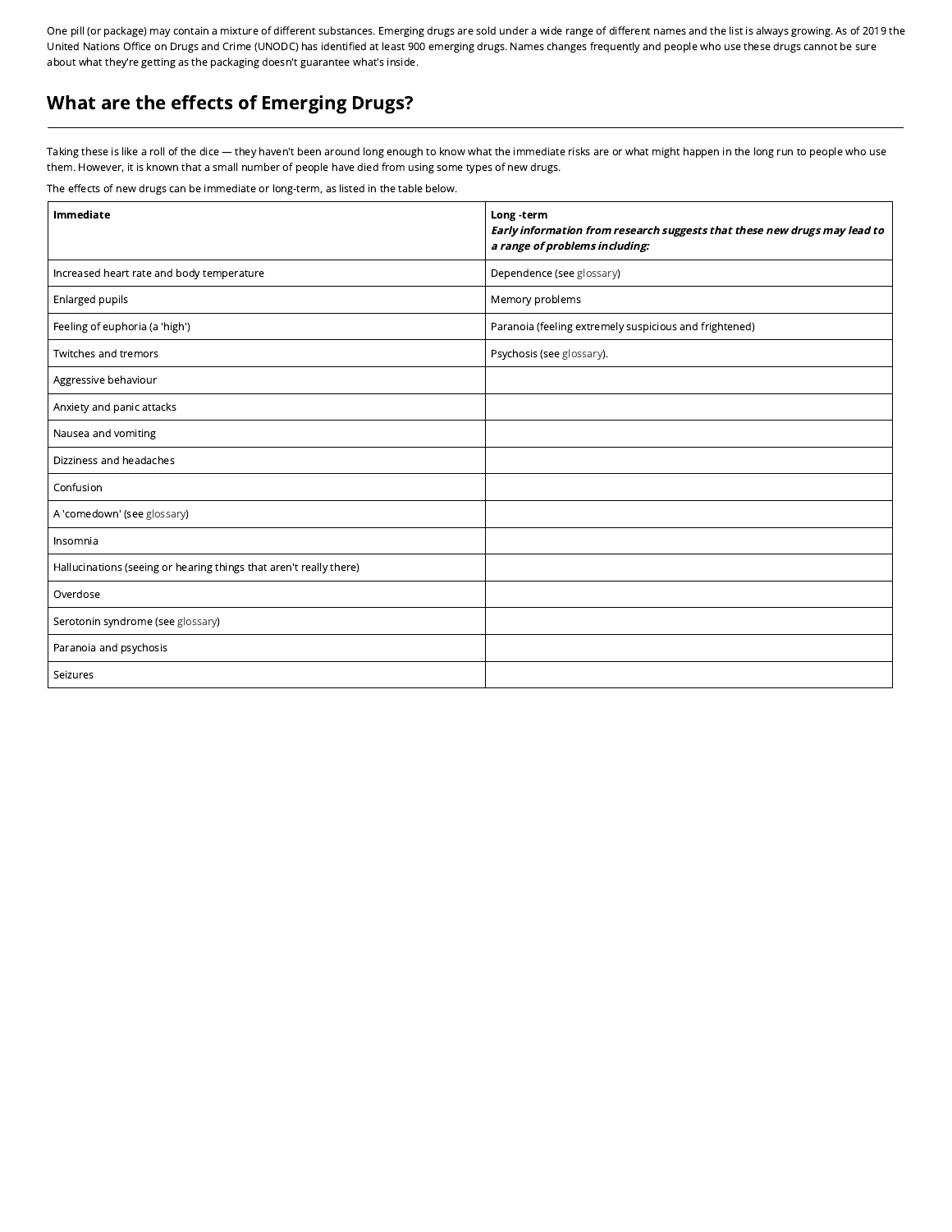One pill (or package) may contain a mixture of different substances. Emerging drugs are sold under a wide range of different names and the list is always growing. As of 2019 the United Nations Office on Drugs and Crime (UNODC) has identified at least 900 emerging drugs. Names changes frequently and people who use these drugs cannot be sure about what they're getting as the packaging doesn't guarantee what's inside.

## What are the effects of Emerging Drugs?

Taking these is like a roll of the dice — they haven't been around long enough to know what the immediate risks are or what might happen in the long run to people who use them. However, it is known that a small number of people have died from using some types of new drugs.

The effects of new drugs can be immediate or long-term, as listed in the table below.

| **Immediate** | **Long -term** ***Early information from research suggests that these new drugs may lead to a range of problems including:*** |
|---|---|
| Increased heart rate and body temperature | Dependence (see glossary) |
| Enlarged pupils | Memory problems |
| Feeling of euphoria (a 'high') | Paranoia (feeling extremely suspicious and frightened) |
| Twitches and tremors | Psychosis (see glossary). |
| Aggressive behaviour | |
| Anxiety and panic attacks | |
| Nausea and vomiting | |
| Dizziness and headaches | |
| Confusion | |
| A 'comedown' (see glossary) | |
| Insomnia | |
| Hallucinations (seeing or hearing things that aren't really there) | |
| Overdose | |
| Serotonin syndrome (see glossary) | |
| Paranoia and psychosis | |
| Seizures | |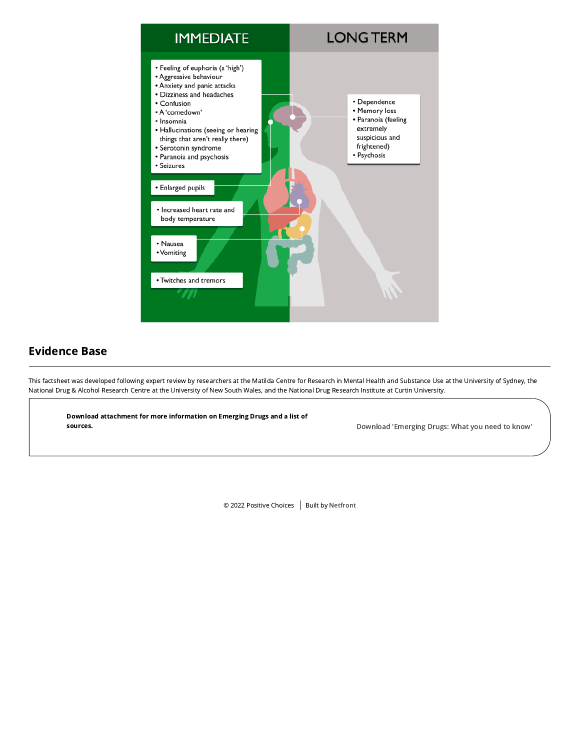IMMEDIATE

- Feeling of euphoria (a 'high')
- Aggressive behaviour
- Anxiety and panic attacks
- Dizziness and headaches
- Confusion
- A 'comedown'
- Insomnia
- Hallucinations (seeing or hearing things that aren't really there)
- Serotonin syndrome
- Paranoia and psychosis
- Seizures

- Enlarged pupils

- Increased heart rate and body temperature

- Nausea
- Vomiting

- Twitches and tremors

LONG TERM

- Dependence
- Memory loss
- Paranoia (feeling extremely suspicious and frightened)
- Psychosis

## Evidence Base

This factsheet was developed following expert review by researchers at the Matilda Centre for Research in Mental Health and Substance Use at the University of Sydney, the National Drug & Alcohol Research Centre at the University of New South Wales, and the National Drug Research Institute at Curtin University.

**Download attachment for more information on Emerging Drugs and a list of sources.**

Download 'Emerging Drugs: What you need to know'

© 2022 Positive Choices | Built by Netfront